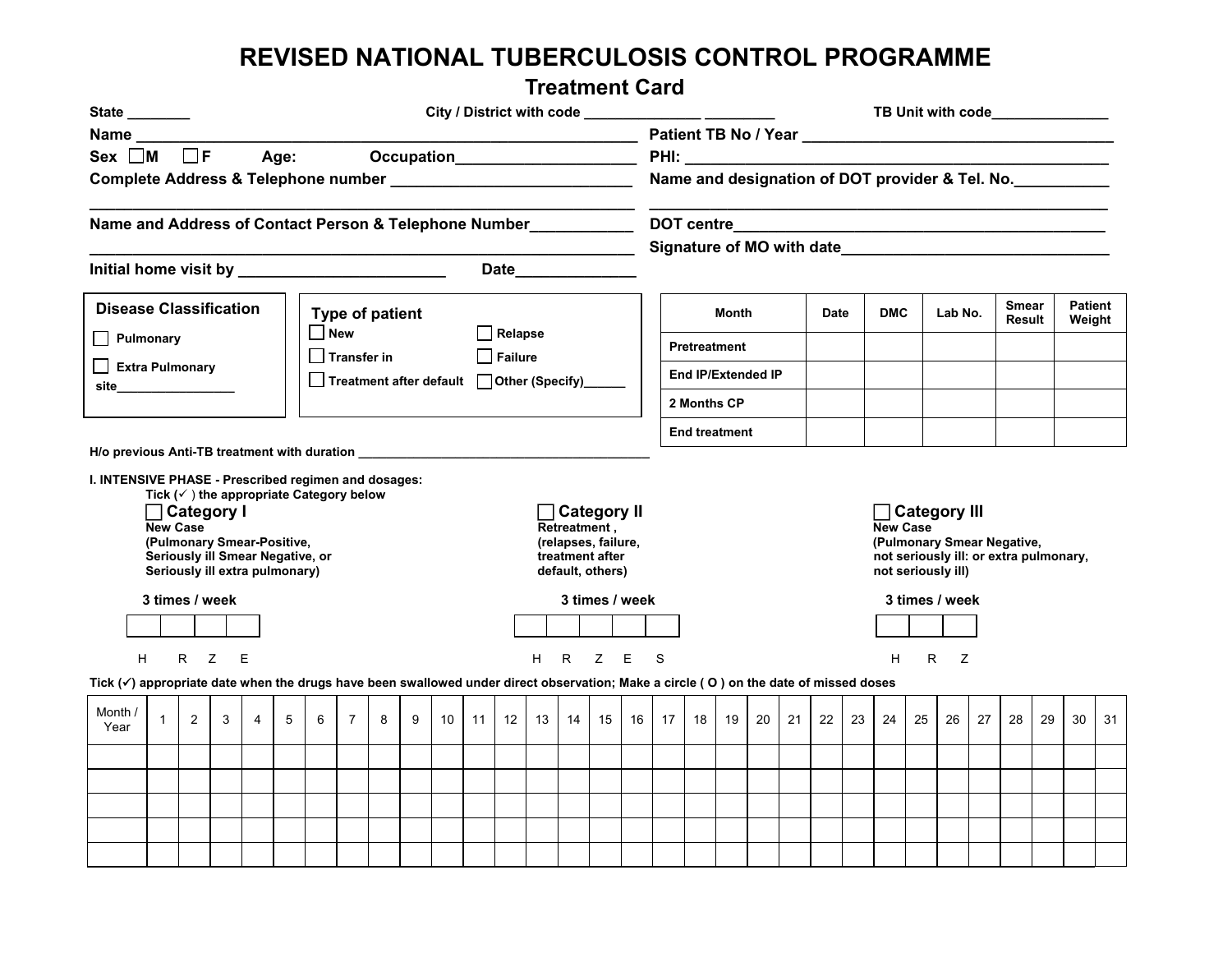# REVISED NATIONAL TUBERCULOSIS CONTROL PROGRAMME

## Treatment Card

**State** ________ **City / District with code** ______________ ________ **TB Unit with code**______________

**Name** ______________________________________________________ **Patient TB No / Year** ____________________________________

**Sex** ☐ **M** ☐ **F** **Age:** **Occupation**____________________ **PHI:** ______________________________________________

**Complete Address & Telephone number** ____________________________ **Name and designation of DOT provider & Tel. No.**___________

______________________________________________________ ______________________________________________________

**Name and Address of Contact Person & Telephone Number**___________ **DOT centre**__________________________________________

______________________________________________________ **Signature of MO with date**_______________________________

**Initial home visit by** _______________________ **Date**_____________

**Disease Classification**

☐ Pulmonary

☐ Extra Pulmonary

site________________

**Type of patient**

☐ New ☐ Relapse

☐ Transfer in ☐ Failure

☐ Treatment after default ☐ Other (Specify)______

| Month | Date | DMC | Lab No. | Smear Result | Patient Weight |
|---|---|---|---|---|---|
| Pretreatment | | | | | |
| End IP/Extended IP | | | | | |
| 2 Months CP | | | | | |
| End treatment | | | | | |

**H/o previous Anti-TB treatment with duration** ________________________________________

**I. INTENSIVE PHASE - Prescribed regimen and dosages:**

Tick (✓) the appropriate Category below

☐ **Category I**
**New Case**
**(Pulmonary Smear-Positive, Seriously ill Smear Negative, or Seriously ill extra pulmonary)**

**3 times / week**

| H | R | Z | E |
|---|---|---|---|
| | | | |

☐ **Category II**
**Retreatment ,**
**(relapses, failure, treatment after default, others)**

**3 times / week**

| H | R | Z | E | S |
|---|---|---|---|---|
| | | | | |

☐ **Category III**
**New Case**
**(Pulmonary Smear Negative, not seriously ill: or extra pulmonary, not seriously ill)**

**3 times / week**

| H | R | Z |
|---|---|---|
| | | |

**Tick (✓) appropriate date when the drugs have been swallowed under direct observation; Make a circle ( O ) on the date of missed doses**

| Month / Year | 1 | 2 | 3 | 4 | 5 | 6 | 7 | 8 | 9 | 10 | 11 | 12 | 13 | 14 | 15 | 16 | 17 | 18 | 19 | 20 | 21 | 22 | 23 | 24 | 25 | 26 | 27 | 28 | 29 | 30 | 31 |
|---|---|---|---|---|---|---|---|---|---|---|---|---|---|---|---|---|---|---|---|---|---|---|---|---|---|---|---|---|---|---|---|
| | | | | | | | | | | | | | | | | | | | | | | | | | | | | | | | |
| | | | | | | | | | | | | | | | | | | | | | | | | | | | | | | | |
| | | | | | | | | | | | | | | | | | | | | | | | | | | | | | | | |
| | | | | | | | | | | | | | | | | | | | | | | | | | | | | | | | |
| | | | | | | | | | | | | | | | | | | | | | | | | | | | | | | | |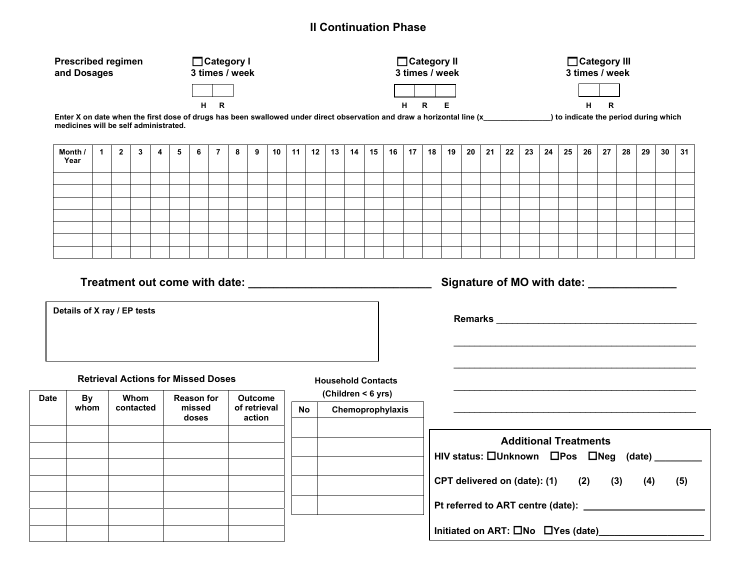## II Continuation Phase

**Prescribed regimen and Dosages**

☐ **Category I** 3 times / week

| H | R |
|---|---|
| | |

☐ **Category II** 3 times / week

| H | R | E |
|---|---|---|
| | | |

☐ **Category III** 3 times / week

| H | R |
|---|---|
| | |

**Enter X on date when the first dose of drugs has been swallowed under direct observation and draw a horizontal line (x________________) to indicate the period during which medicines will be self administrated.**

| Month / Year | 1 | 2 | 3 | 4 | 5 | 6 | 7 | 8 | 9 | 10 | 11 | 12 | 13 | 14 | 15 | 16 | 17 | 18 | 19 | 20 | 21 | 22 | 23 | 24 | 25 | 26 | 27 | 28 | 29 | 30 | 31 |
|---|---|---|---|---|---|---|---|---|---|---|---|---|---|---|---|---|---|---|---|---|---|---|---|---|---|---|---|---|---|---|---|
| | | | | | | | | | | | | | | | | | | | | | | | | | | | | | | | |
| | | | | | | | | | | | | | | | | | | | | | | | | | | | | | | | |
| | | | | | | | | | | | | | | | | | | | | | | | | | | | | | | | |
| | | | | | | | | | | | | | | | | | | | | | | | | | | | | | | | |
| | | | | | | | | | | | | | | | | | | | | | | | | | | | | | | | |
| | | | | | | | | | | | | | | | | | | | | | | | | | | | | | | | |
| | | | | | | | | | | | | | | | | | | | | | | | | | | | | | | | |

**Treatment out come with date: _____________________________** **Signature of MO with date: ______________**

**Details of X ray / EP tests**

**Remarks** ________________________________________

________________________________________________

________________________________________________

________________________________________________

________________________________________________

### Retrieval Actions for Missed Doses

| Date | By whom | Whom contacted | Reason for missed doses | Outcome of retrieval action |
|---|---|---|---|---|
| | | | | |
| | | | | |
| | | | | |
| | | | | |
| | | | | |
| | | | | |
| | | | | |

### Household Contacts (Children < 6 yrs)

| No | Chemoprophylaxis |
|---|---|
| | |
| | |
| | |
| | |
| | |

### Additional Treatments

**HIV status:** ☐**Unknown** ☐**Pos** ☐**Neg** **(date)** _________

**CPT delivered on (date): (1) (2) (3) (4) (5)**

**Pt referred to ART centre (date):** ______________________

**Initiated on ART:** ☐**No** ☐**Yes (date)**___________________